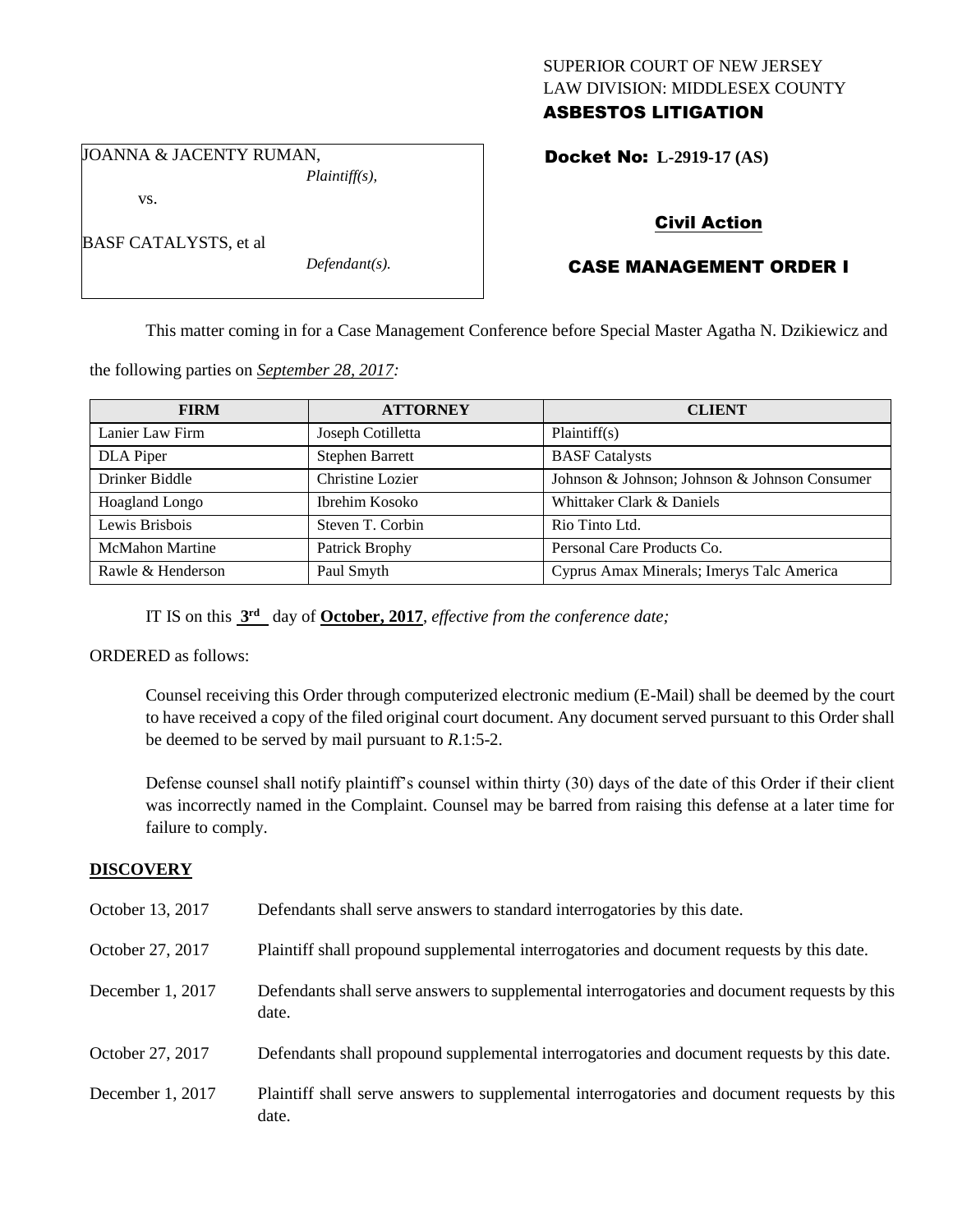SUPERIOR COURT OF NEW JERSEY
LAW DIVISION: MIDDLESEX COUNTY
**ASBESTOS LITIGATION**

JOANNA & JACENTY RUMAN,
*Plaintiff(s),*

vs.

BASF CATALYSTS, et al
*Defendant(s).*

**Docket No: L-2919-17 (AS)**

**Civil Action**

**CASE MANAGEMENT ORDER I**

This matter coming in for a Case Management Conference before Special Master Agatha N. Dzikiewicz and the following parties on *September 28, 2017:*

| FIRM | ATTORNEY | CLIENT |
|---|---|---|
| Lanier Law Firm | Joseph Cotilletta | Plaintiff(s) |
| DLA Piper | Stephen Barrett | BASF Catalysts |
| Drinker Biddle | Christine Lozier | Johnson & Johnson; Johnson & Johnson Consumer |
| Hoagland Longo | Ibrehim Kosoko | Whittaker Clark & Daniels |
| Lewis Brisbois | Steven T. Corbin | Rio Tinto Ltd. |
| McMahon Martine | Patrick Brophy | Personal Care Products Co. |
| Rawle & Henderson | Paul Smyth | Cyprus Amax Minerals; Imerys Talc America |

IT IS on this **3rd** day of **October, 2017**, *effective from the conference date;*

ORDERED as follows:

Counsel receiving this Order through computerized electronic medium (E-Mail) shall be deemed by the court to have received a copy of the filed original court document. Any document served pursuant to this Order shall be deemed to be served by mail pursuant to *R*.1:5-2.

Defense counsel shall notify plaintiff's counsel within thirty (30) days of the date of this Order if their client was incorrectly named in the Complaint. Counsel may be barred from raising this defense at a later time for failure to comply.

## DISCOVERY

| | |
|---|---|
| October 13, 2017 | Defendants shall serve answers to standard interrogatories by this date. |
| October 27, 2017 | Plaintiff shall propound supplemental interrogatories and document requests by this date. |
| December 1, 2017 | Defendants shall serve answers to supplemental interrogatories and document requests by this date. |
| October 27, 2017 | Defendants shall propound supplemental interrogatories and document requests by this date. |
| December 1, 2017 | Plaintiff shall serve answers to supplemental interrogatories and document requests by this date. |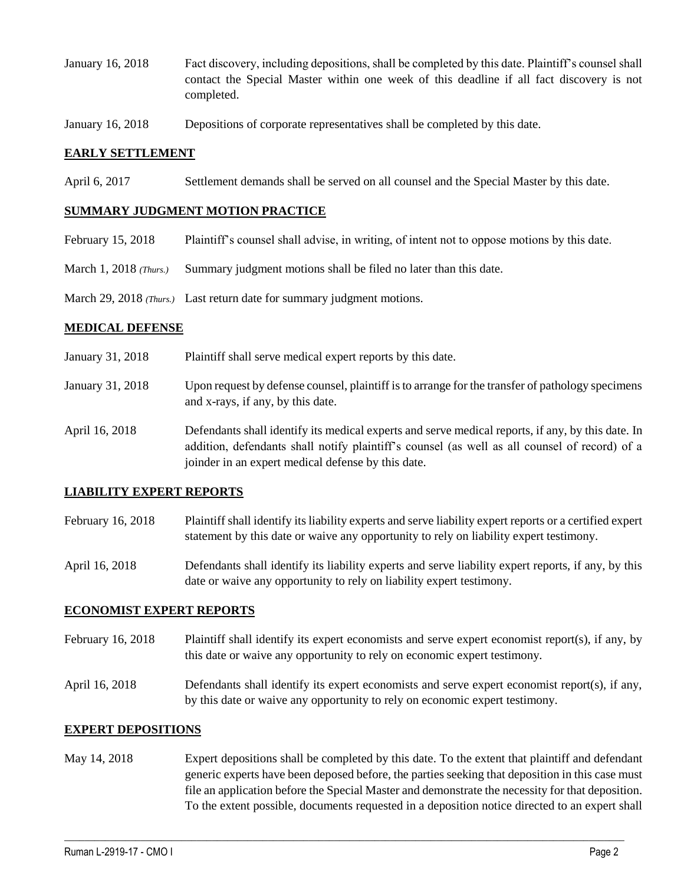January 16, 2018 Fact discovery, including depositions, shall be completed by this date. Plaintiff's counsel shall contact the Special Master within one week of this deadline if all fact discovery is not completed.

January 16, 2018 Depositions of corporate representatives shall be completed by this date.

## EARLY SETTLEMENT

April 6, 2017 Settlement demands shall be served on all counsel and the Special Master by this date.

## SUMMARY JUDGMENT MOTION PRACTICE

February 15, 2018 Plaintiff's counsel shall advise, in writing, of intent not to oppose motions by this date.

March 1, 2018 *(Thurs.)* Summary judgment motions shall be filed no later than this date.

March 29, 2018 *(Thurs.)* Last return date for summary judgment motions.

## MEDICAL DEFENSE

January 31, 2018 Plaintiff shall serve medical expert reports by this date.

January 31, 2018 Upon request by defense counsel, plaintiff is to arrange for the transfer of pathology specimens and x-rays, if any, by this date.

April 16, 2018 Defendants shall identify its medical experts and serve medical reports, if any, by this date. In addition, defendants shall notify plaintiff's counsel (as well as all counsel of record) of a joinder in an expert medical defense by this date.

## LIABILITY EXPERT REPORTS

February 16, 2018 Plaintiff shall identify its liability experts and serve liability expert reports or a certified expert statement by this date or waive any opportunity to rely on liability expert testimony.

April 16, 2018 Defendants shall identify its liability experts and serve liability expert reports, if any, by this date or waive any opportunity to rely on liability expert testimony.

## ECONOMIST EXPERT REPORTS

February 16, 2018 Plaintiff shall identify its expert economists and serve expert economist report(s), if any, by this date or waive any opportunity to rely on economic expert testimony.

April 16, 2018 Defendants shall identify its expert economists and serve expert economist report(s), if any, by this date or waive any opportunity to rely on economic expert testimony.

## EXPERT DEPOSITIONS

May 14, 2018 Expert depositions shall be completed by this date. To the extent that plaintiff and defendant generic experts have been deposed before, the parties seeking that deposition in this case must file an application before the Special Master and demonstrate the necessity for that deposition. To the extent possible, documents requested in a deposition notice directed to an expert shall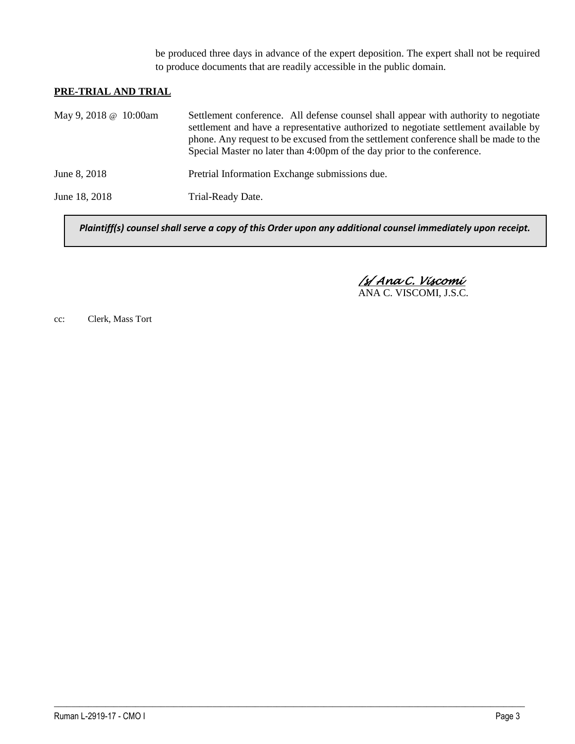be produced three days in advance of the expert deposition. The expert shall not be required to produce documents that are readily accessible in the public domain.

**PRE-TRIAL AND TRIAL**

| | |
|---|---|
| May 9, 2018 @ 10:00am | Settlement conference. All defense counsel shall appear with authority to negotiate settlement and have a representative authorized to negotiate settlement available by phone. Any request to be excused from the settlement conference shall be made to the Special Master no later than 4:00pm of the day prior to the conference. |
| June 8, 2018 | Pretrial Information Exchange submissions due. |
| June 18, 2018 | Trial-Ready Date. |

***Plaintiff(s) counsel shall serve a copy of this Order upon any additional counsel immediately upon receipt.***

/s/ Ana C. Viscomi
ANA C. VISCOMI, J.S.C.

cc: Clerk, Mass Tort